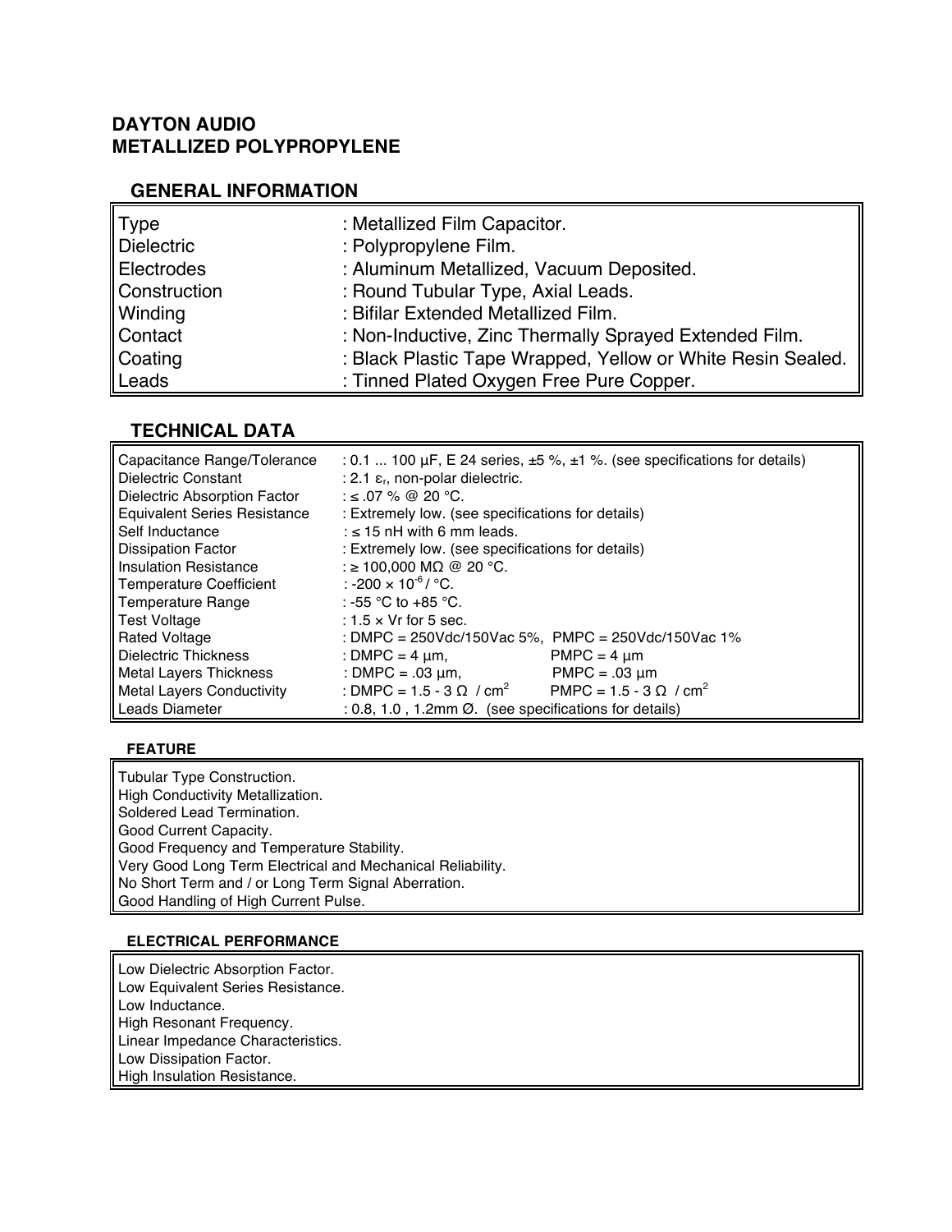# DAYTON AUDIO
# METALLIZED POLYPROPYLENE

## GENERAL INFORMATION

| | |
|---|---|
| Type | : Metallized Film Capacitor. |
| Dielectric | : Polypropylene Film. |
| Electrodes | : Aluminum Metallized, Vacuum Deposited. |
| Construction | : Round Tubular Type, Axial Leads. |
| Winding | : Bifilar Extended Metallized Film. |
| Contact | : Non-Inductive, Zinc Thermally Sprayed Extended Film. |
| Coating | : Black Plastic Tape Wrapped, Yellow or White Resin Sealed. |
| Leads | : Tinned Plated Oxygen Free Pure Copper. |

## TECHNICAL DATA

| | |
|---|---|
| Capacitance Range/Tolerance | : 0.1 ... 100 µF, E 24 series, ±5 %, ±1 %. (see specifications for details) |
| Dielectric Constant | : 2.1 $\varepsilon_r$, non-polar dielectric. |
| Dielectric Absorption Factor | : ≤ .07 % @ 20 °C. |
| Equivalent Series Resistance | : Extremely low. (see specifications for details) |
| Self Inductance | : ≤ 15 nH with 6 mm leads. |
| Dissipation Factor | : Extremely low. (see specifications for details) |
| Insulation Resistance | : ≥ 100,000 MΩ @ 20 °C. |
| Temperature Coefficient | : $-200 \times 10^{-6}$ / °C. |
| Temperature Range | : -55 °C to +85 °C. |
| Test Voltage | : 1.5 × Vr for 5 sec. |
| Rated Voltage | : DMPC = 250Vdc/150Vac 5%, PMPC = 250Vdc/150Vac 1% |
| Dielectric Thickness | : DMPC = 4 µm, PMPC = 4 µm |
| Metal Layers Thickness | : DMPC = .03 µm, PMPC = .03 µm |
| Metal Layers Conductivity | : DMPC = 1.5 - 3 Ω / $cm^2$ PMPC = 1.5 - 3 Ω / $cm^2$ |
| Leads Diameter | : 0.8, 1.0 , 1.2mm Ø. (see specifications for details) |

### FEATURE

Tubular Type Construction.
High Conductivity Metallization.
Soldered Lead Termination.
Good Current Capacity.
Good Frequency and Temperature Stability.
Very Good Long Term Electrical and Mechanical Reliability.
No Short Term and / or Long Term Signal Aberration.
Good Handling of High Current Pulse.

### ELECTRICAL PERFORMANCE

Low Dielectric Absorption Factor.
Low Equivalent Series Resistance.
Low Inductance.
High Resonant Frequency.
Linear Impedance Characteristics.
Low Dissipation Factor.
High Insulation Resistance.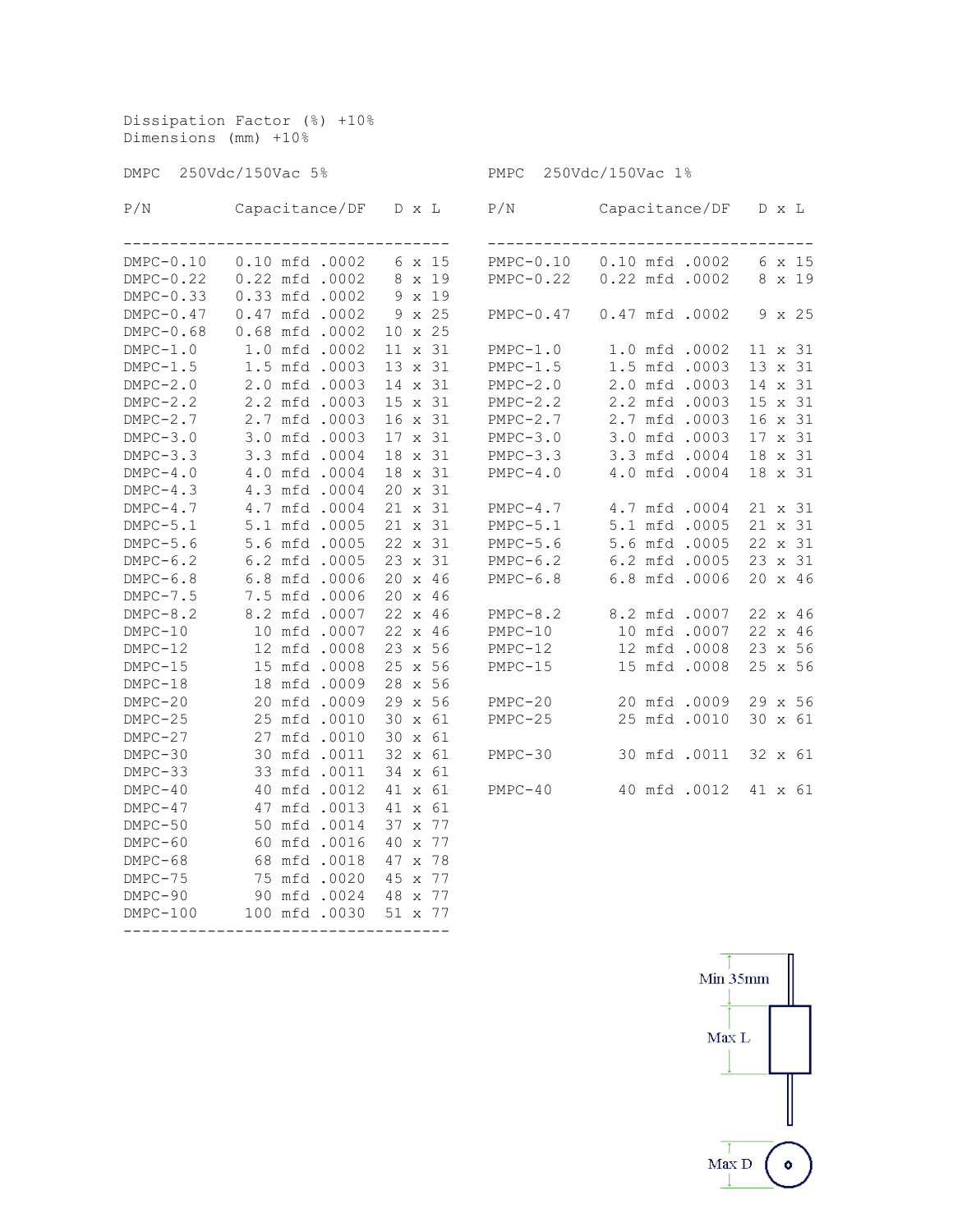Dissipation Factor (%) +10%
Dimensions (mm) +10%

DMPC 250Vdc/150Vac 5%

| P/N | Capacitance/DF | D x L |
|---|---|---|
| DMPC-0.10 | 0.10 mfd .0002 | 6 x 15 |
| DMPC-0.22 | 0.22 mfd .0002 | 8 x 19 |
| DMPC-0.33 | 0.33 mfd .0002 | 9 x 19 |
| DMPC-0.47 | 0.47 mfd .0002 | 9 x 25 |
| DMPC-0.68 | 0.68 mfd .0002 | 10 x 25 |
| DMPC-1.0 | 1.0 mfd .0002 | 11 x 31 |
| DMPC-1.5 | 1.5 mfd .0003 | 13 x 31 |
| DMPC-2.0 | 2.0 mfd .0003 | 14 x 31 |
| DMPC-2.2 | 2.2 mfd .0003 | 15 x 31 |
| DMPC-2.7 | 2.7 mfd .0003 | 16 x 31 |
| DMPC-3.0 | 3.0 mfd .0003 | 17 x 31 |
| DMPC-3.3 | 3.3 mfd .0004 | 18 x 31 |
| DMPC-4.0 | 4.0 mfd .0004 | 18 x 31 |
| DMPC-4.3 | 4.3 mfd .0004 | 20 x 31 |
| DMPC-4.7 | 4.7 mfd .0004 | 21 x 31 |
| DMPC-5.1 | 5.1 mfd .0005 | 21 x 31 |
| DMPC-5.6 | 5.6 mfd .0005 | 22 x 31 |
| DMPC-6.2 | 6.2 mfd .0005 | 23 x 31 |
| DMPC-6.8 | 6.8 mfd .0006 | 20 x 46 |
| DMPC-7.5 | 7.5 mfd .0006 | 20 x 46 |
| DMPC-8.2 | 8.2 mfd .0007 | 22 x 46 |
| DMPC-10 | 10 mfd .0007 | 22 x 46 |
| DMPC-12 | 12 mfd .0008 | 23 x 56 |
| DMPC-15 | 15 mfd .0008 | 25 x 56 |
| DMPC-18 | 18 mfd .0009 | 28 x 56 |
| DMPC-20 | 20 mfd .0009 | 29 x 56 |
| DMPC-25 | 25 mfd .0010 | 30 x 61 |
| DMPC-27 | 27 mfd .0010 | 30 x 61 |
| DMPC-30 | 30 mfd .0011 | 32 x 61 |
| DMPC-33 | 33 mfd .0011 | 34 x 61 |
| DMPC-40 | 40 mfd .0012 | 41 x 61 |
| DMPC-47 | 47 mfd .0013 | 41 x 61 |
| DMPC-50 | 50 mfd .0014 | 37 x 77 |
| DMPC-60 | 60 mfd .0016 | 40 x 77 |
| DMPC-68 | 68 mfd .0018 | 47 x 78 |
| DMPC-75 | 75 mfd .0020 | 45 x 77 |
| DMPC-90 | 90 mfd .0024 | 48 x 77 |
| DMPC-100 | 100 mfd .0030 | 51 x 77 |

PMPC 250Vdc/150Vac 1%

| P/N | Capacitance/DF | D x L |
|---|---|---|
| PMPC-0.10 | 0.10 mfd .0002 | 6 x 15 |
| PMPC-0.22 | 0.22 mfd .0002 | 8 x 19 |
| PMPC-0.47 | 0.47 mfd .0002 | 9 x 25 |
| PMPC-1.0 | 1.0 mfd .0002 | 11 x 31 |
| PMPC-1.5 | 1.5 mfd .0003 | 13 x 31 |
| PMPC-2.0 | 2.0 mfd .0003 | 14 x 31 |
| PMPC-2.2 | 2.2 mfd .0003 | 15 x 31 |
| PMPC-2.7 | 2.7 mfd .0003 | 16 x 31 |
| PMPC-3.0 | 3.0 mfd .0003 | 17 x 31 |
| PMPC-3.3 | 3.3 mfd .0004 | 18 x 31 |
| PMPC-4.0 | 4.0 mfd .0004 | 18 x 31 |
| PMPC-4.7 | 4.7 mfd .0004 | 21 x 31 |
| PMPC-5.1 | 5.1 mfd .0005 | 21 x 31 |
| PMPC-5.6 | 5.6 mfd .0005 | 22 x 31 |
| PMPC-6.2 | 6.2 mfd .0005 | 23 x 31 |
| PMPC-6.8 | 6.8 mfd .0006 | 20 x 46 |
| PMPC-8.2 | 8.2 mfd .0007 | 22 x 46 |
| PMPC-10 | 10 mfd .0007 | 22 x 46 |
| PMPC-12 | 12 mfd .0008 | 23 x 56 |
| PMPC-15 | 15 mfd .0008 | 25 x 56 |
| PMPC-20 | 20 mfd .0009 | 29 x 56 |
| PMPC-25 | 25 mfd .0010 | 30 x 61 |
| PMPC-30 | 30 mfd .0011 | 32 x 61 |
| PMPC-40 | 40 mfd .0012 | 41 x 61 |

Min 35mm

Max L

Max D